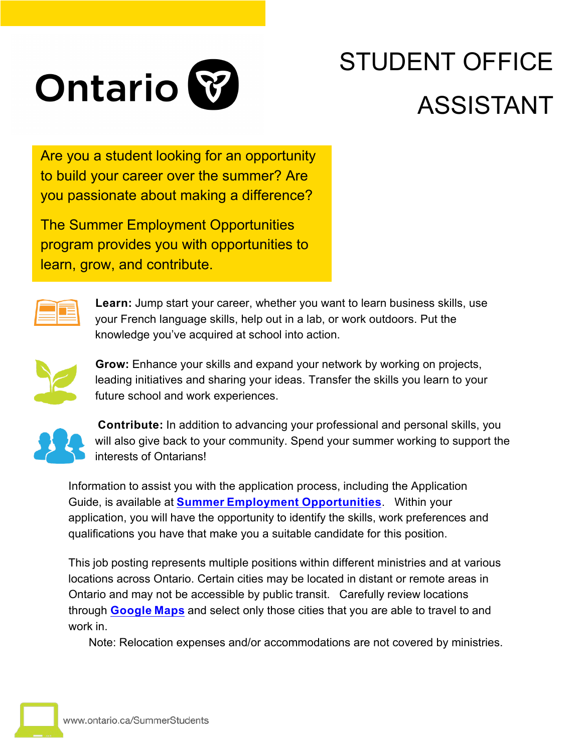# STUDENT OFFICE ASSISTANT

Ontario

Are you a student looking for an opportunity to build your career over the summer? Are you passionate about making a difference?

The Summer Employment Opportunities program provides you with opportunities to learn, grow, and contribute.

**Learn:** Jump start your career, whether you want to learn business skills, use your French language skills, help out in a lab, or work outdoors. Put the knowledge you've acquired at school into action.

**Grow:** Enhance your skills and expand your network by working on projects, leading initiatives and sharing your ideas. Transfer the skills you learn to your future school and work experiences.

**Contribute:** In addition to advancing your professional and personal skills, you will also give back to your community. Spend your summer working to support the interests of Ontarians!

Information to assist you with the application process, including the Application Guide, is available at **Summer Employment Opportunities**. Within your application, you will have the opportunity to identify the skills, work preferences and qualifications you have that make you a suitable candidate for this position.

This job posting represents multiple positions within different ministries and at various locations across Ontario. Certain cities may be located in distant or remote areas in Ontario and may not be accessible by public transit. Carefully review locations through **Google Maps** and select only those cities that you are able to travel to and work in.

Note: Relocation expenses and/or accommodations are not covered by ministries.

www.ontario.ca/SummerStudents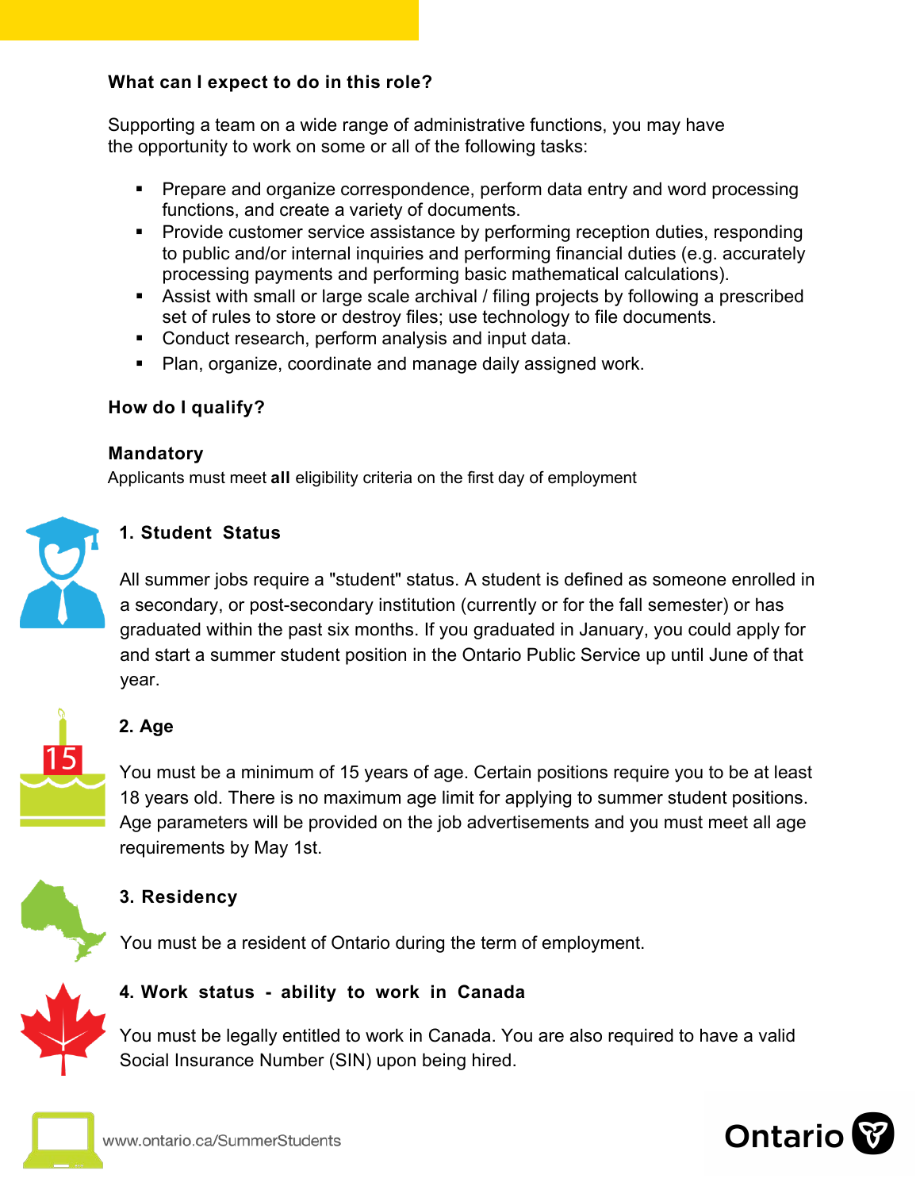### What can I expect to do in this role?

Supporting a team on a wide range of administrative functions, you may have the opportunity to work on some or all of the following tasks:

- Prepare and organize correspondence, perform data entry and word processing functions, and create a variety of documents.
- Provide customer service assistance by performing reception duties, responding to public and/or internal inquiries and performing financial duties (e.g. accurately processing payments and performing basic mathematical calculations).
- Assist with small or large scale archival / filing projects by following a prescribed set of rules to store or destroy files; use technology to file documents.
- Conduct research, perform analysis and input data.
- Plan, organize, coordinate and manage daily assigned work.

### How do I qualify?

#### Mandatory

Applicants must meet **all** eligibility criteria on the first day of employment

#### 1. Student Status

All summer jobs require a "student" status. A student is defined as someone enrolled in a secondary, or post-secondary institution (currently or for the fall semester) or has graduated within the past six months. If you graduated in January, you could apply for and start a summer student position in the Ontario Public Service up until June of that year.

#### 2. Age

You must be a minimum of 15 years of age. Certain positions require you to be at least 18 years old. There is no maximum age limit for applying to summer student positions. Age parameters will be provided on the job advertisements and you must meet all age requirements by May 1st.

#### 3. Residency

You must be a resident of Ontario during the term of employment.

#### 4. Work status - ability to work in Canada

You must be legally entitled to work in Canada. You are also required to have a valid Social Insurance Number (SIN) upon being hired.

www.ontario.ca/SummerStudents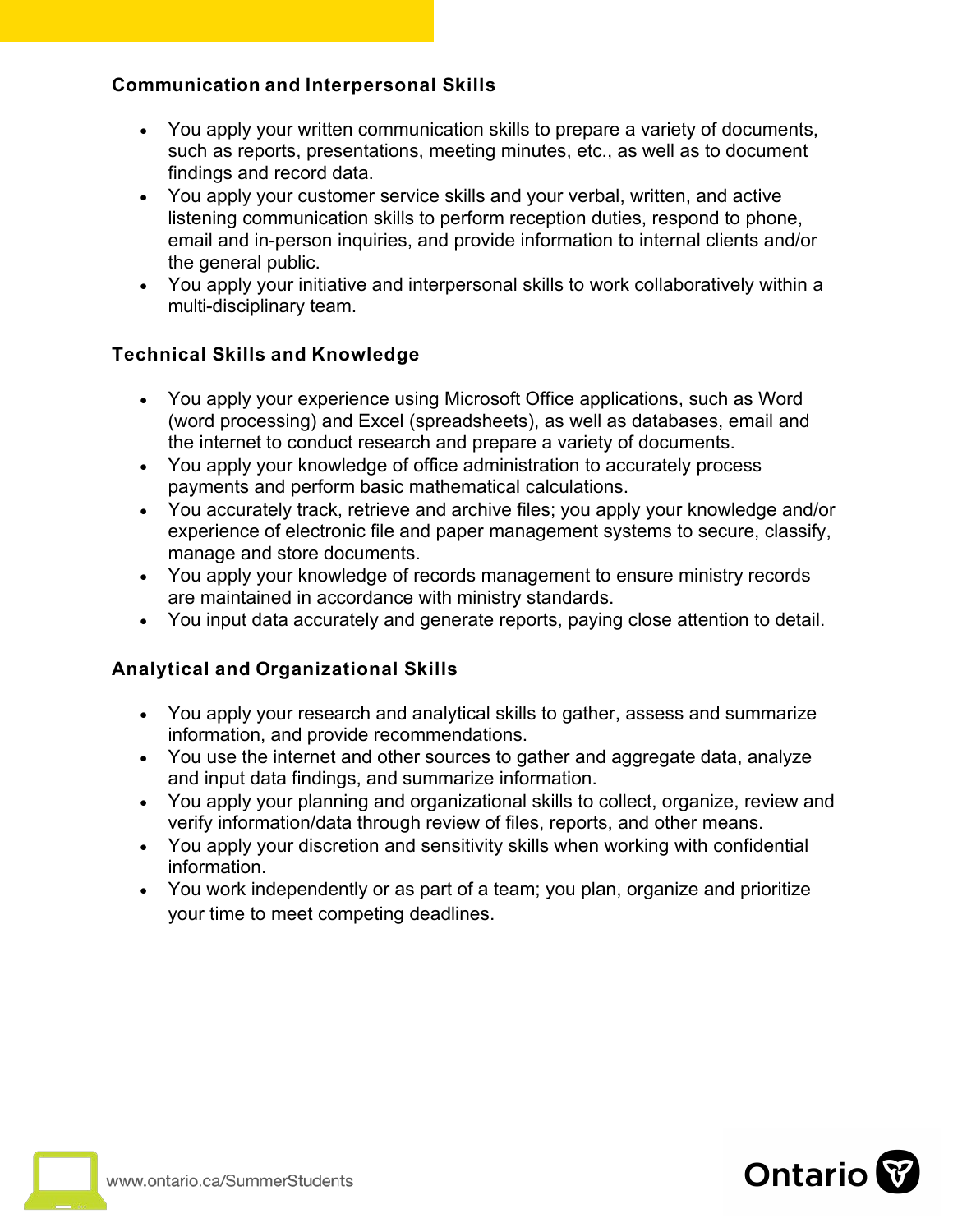### Communication and Interpersonal Skills

- You apply your written communication skills to prepare a variety of documents, such as reports, presentations, meeting minutes, etc., as well as to document findings and record data.
- You apply your customer service skills and your verbal, written, and active listening communication skills to perform reception duties, respond to phone, email and in-person inquiries, and provide information to internal clients and/or the general public.
- You apply your initiative and interpersonal skills to work collaboratively within a multi-disciplinary team.

### Technical Skills and Knowledge

- You apply your experience using Microsoft Office applications, such as Word (word processing) and Excel (spreadsheets), as well as databases, email and the internet to conduct research and prepare a variety of documents.
- You apply your knowledge of office administration to accurately process payments and perform basic mathematical calculations.
- You accurately track, retrieve and archive files; you apply your knowledge and/or experience of electronic file and paper management systems to secure, classify, manage and store documents.
- You apply your knowledge of records management to ensure ministry records are maintained in accordance with ministry standards.
- You input data accurately and generate reports, paying close attention to detail.

### Analytical and Organizational Skills

- You apply your research and analytical skills to gather, assess and summarize information, and provide recommendations.
- You use the internet and other sources to gather and aggregate data, analyze and input data findings, and summarize information.
- You apply your planning and organizational skills to collect, organize, review and verify information/data through review of files, reports, and other means.
- You apply your discretion and sensitivity skills when working with confidential information.
- You work independently or as part of a team; you plan, organize and prioritize your time to meet competing deadlines.